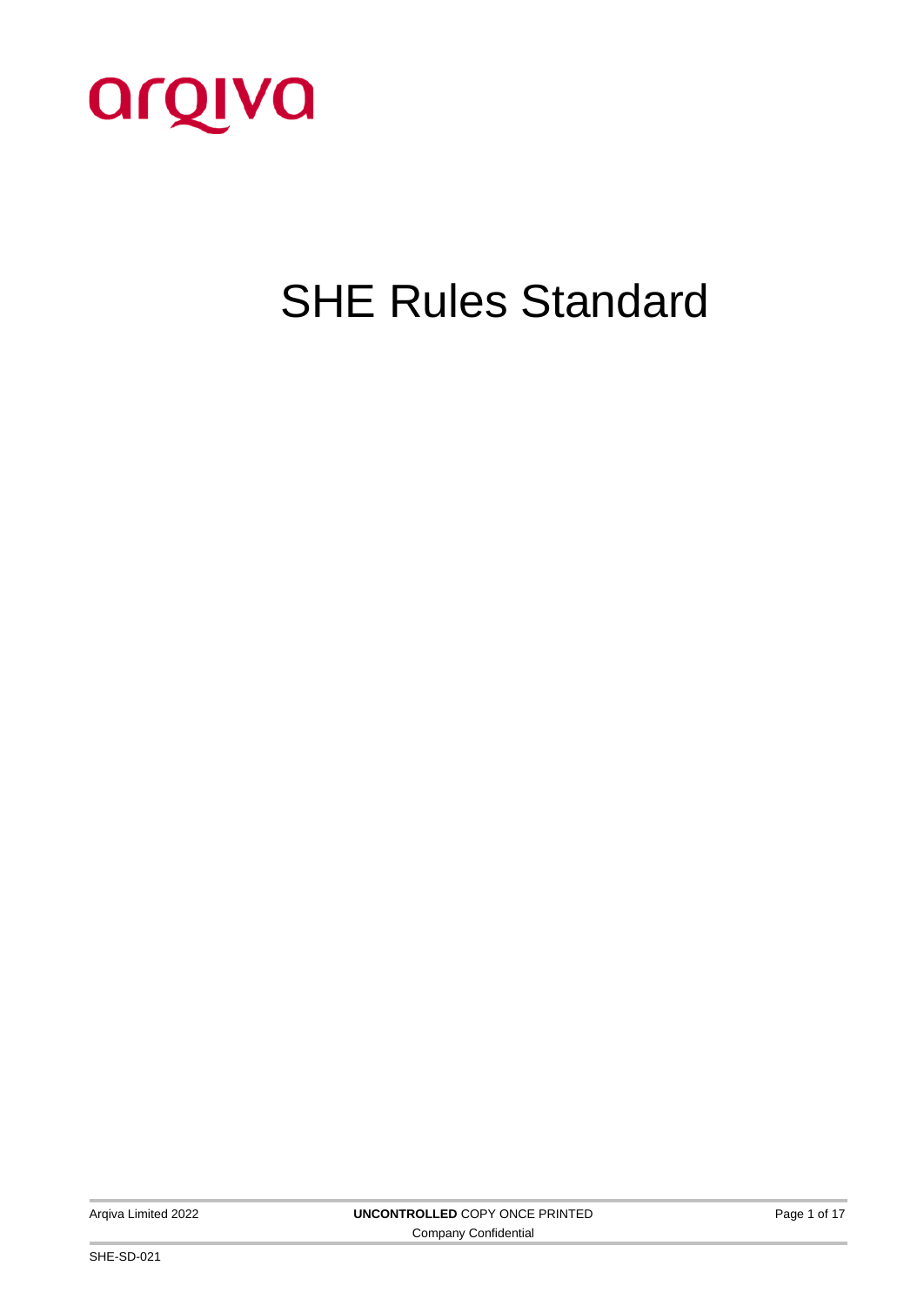arqiva

# SHE Rules Standard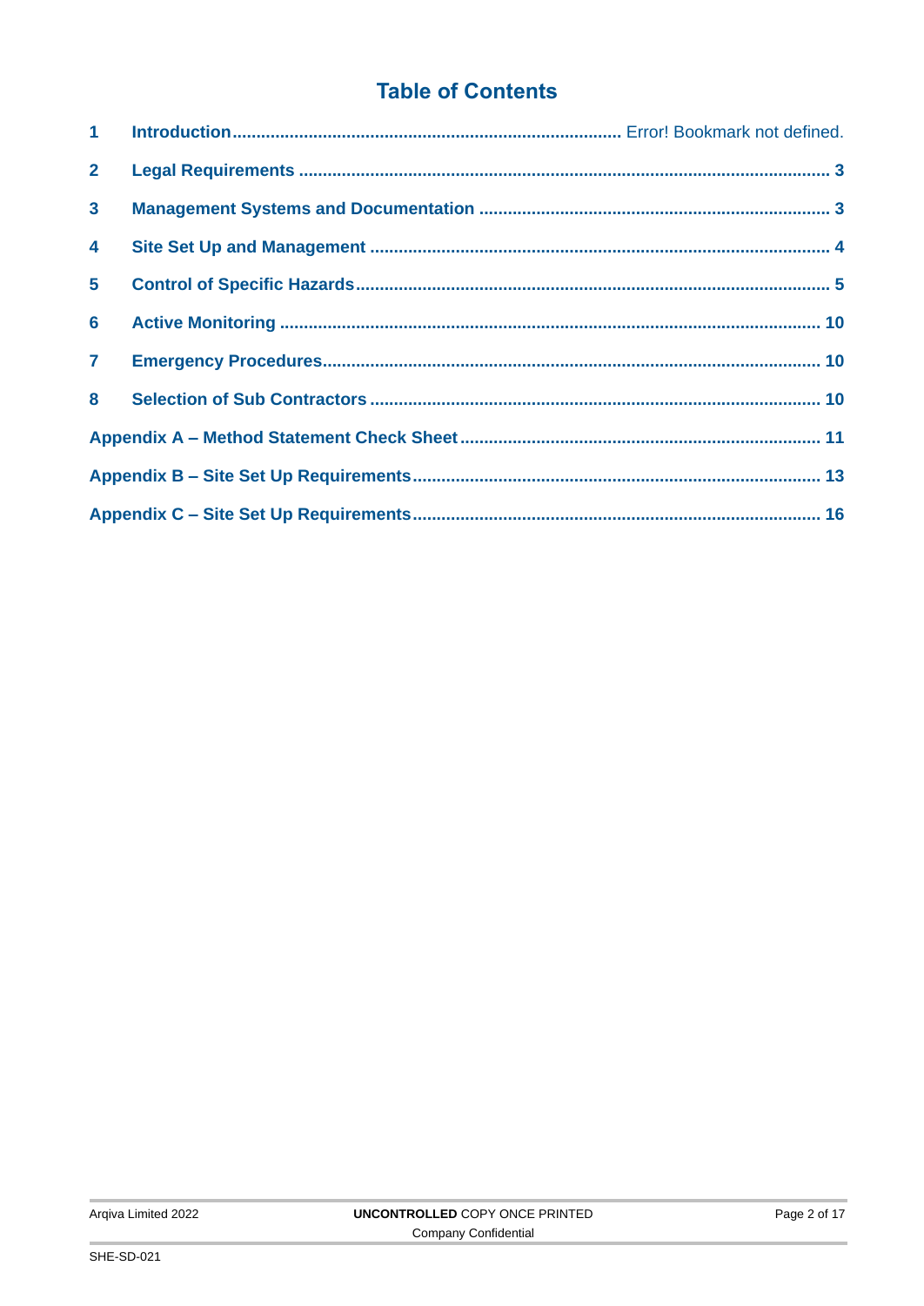# Table of Contents

| | | |
|---|---|---|
| 1 | Introduction | Error! Bookmark not defined. |
| 2 | Legal Requirements | 3 |
| 3 | Management Systems and Documentation | 3 |
| 4 | Site Set Up and Management | 4 |
| 5 | Control of Specific Hazards | 5 |
| 6 | Active Monitoring | 10 |
| 7 | Emergency Procedures | 10 |
| 8 | Selection of Sub Contractors | 10 |
| Appendix A – Method Statement Check Sheet | | 11 |
| Appendix B – Site Set Up Requirements | | 13 |
| Appendix C – Site Set Up Requirements | | 16 |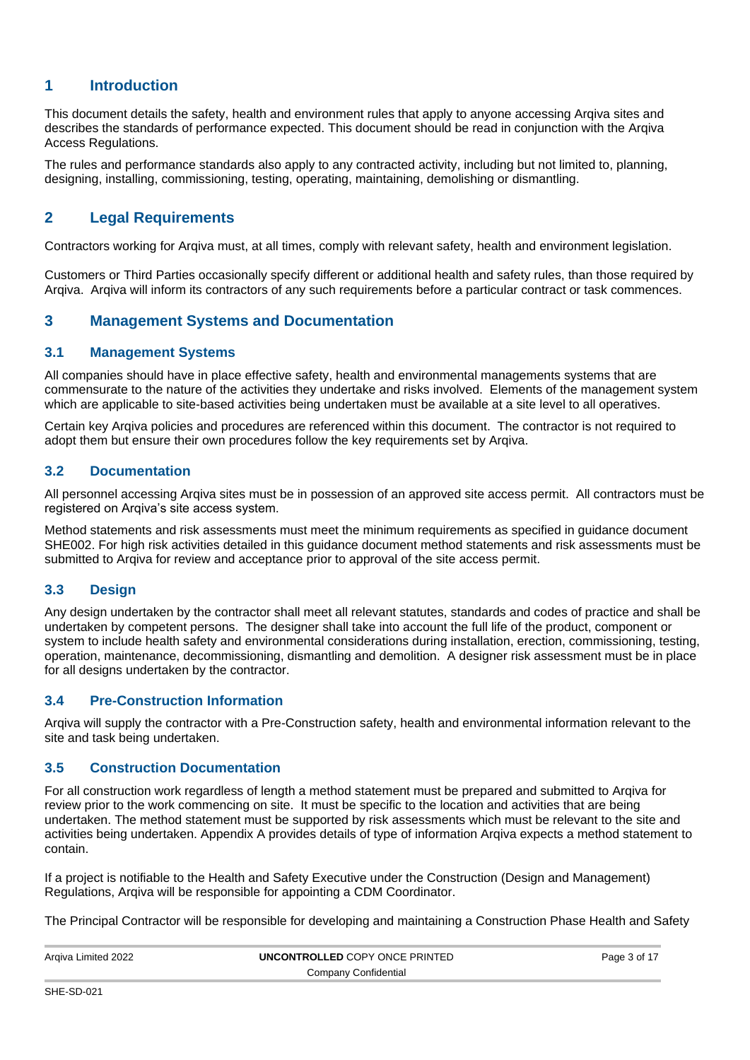## 1 Introduction

This document details the safety, health and environment rules that apply to anyone accessing Arqiva sites and describes the standards of performance expected. This document should be read in conjunction with the Arqiva Access Regulations.

The rules and performance standards also apply to any contracted activity, including but not limited to, planning, designing, installing, commissioning, testing, operating, maintaining, demolishing or dismantling.

## 2 Legal Requirements

Contractors working for Arqiva must, at all times, comply with relevant safety, health and environment legislation.

Customers or Third Parties occasionally specify different or additional health and safety rules, than those required by Arqiva. Arqiva will inform its contractors of any such requirements before a particular contract or task commences.

## 3 Management Systems and Documentation

### 3.1 Management Systems

All companies should have in place effective safety, health and environmental managements systems that are commensurate to the nature of the activities they undertake and risks involved. Elements of the management system which are applicable to site-based activities being undertaken must be available at a site level to all operatives.

Certain key Arqiva policies and procedures are referenced within this document. The contractor is not required to adopt them but ensure their own procedures follow the key requirements set by Arqiva.

### 3.2 Documentation

All personnel accessing Arqiva sites must be in possession of an approved site access permit. All contractors must be registered on Arqiva's site access system.

Method statements and risk assessments must meet the minimum requirements as specified in guidance document SHE002. For high risk activities detailed in this guidance document method statements and risk assessments must be submitted to Arqiva for review and acceptance prior to approval of the site access permit.

### 3.3 Design

Any design undertaken by the contractor shall meet all relevant statutes, standards and codes of practice and shall be undertaken by competent persons. The designer shall take into account the full life of the product, component or system to include health safety and environmental considerations during installation, erection, commissioning, testing, operation, maintenance, decommissioning, dismantling and demolition. A designer risk assessment must be in place for all designs undertaken by the contractor.

### 3.4 Pre-Construction Information

Arqiva will supply the contractor with a Pre-Construction safety, health and environmental information relevant to the site and task being undertaken.

### 3.5 Construction Documentation

For all construction work regardless of length a method statement must be prepared and submitted to Arqiva for review prior to the work commencing on site. It must be specific to the location and activities that are being undertaken. The method statement must be supported by risk assessments which must be relevant to the site and activities being undertaken. Appendix A provides details of type of information Arqiva expects a method statement to contain.

If a project is notifiable to the Health and Safety Executive under the Construction (Design and Management) Regulations, Arqiva will be responsible for appointing a CDM Coordinator.

The Principal Contractor will be responsible for developing and maintaining a Construction Phase Health and Safety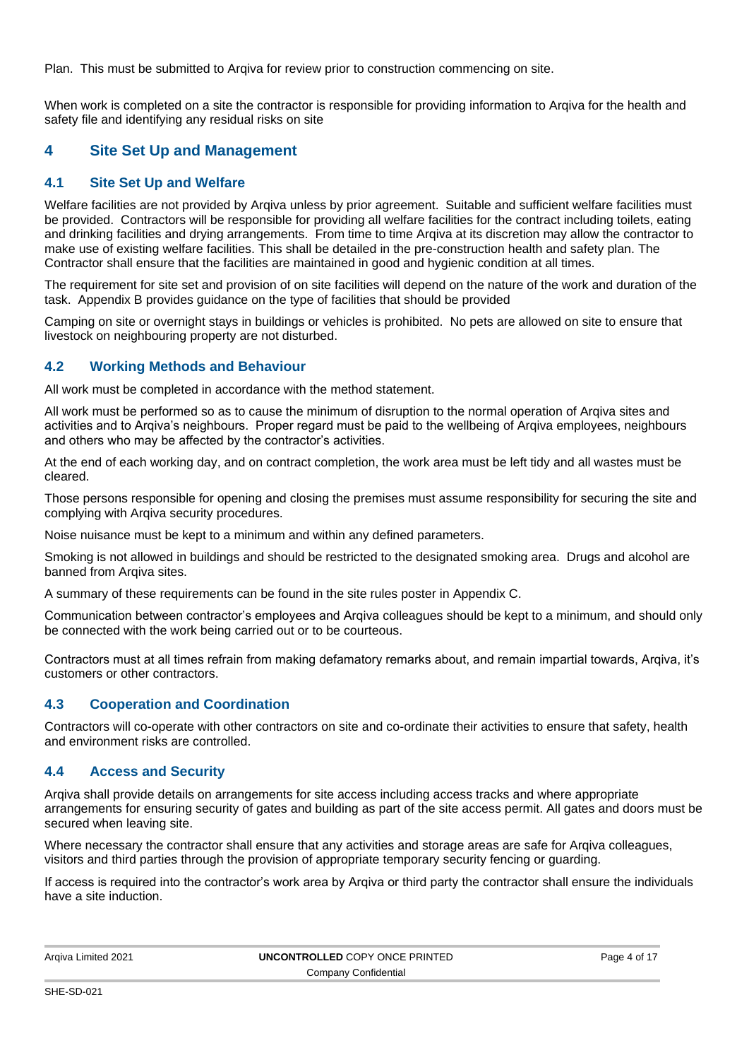Plan. This must be submitted to Arqiva for review prior to construction commencing on site.

When work is completed on a site the contractor is responsible for providing information to Arqiva for the health and safety file and identifying any residual risks on site

## 4 Site Set Up and Management

### 4.1 Site Set Up and Welfare

Welfare facilities are not provided by Arqiva unless by prior agreement. Suitable and sufficient welfare facilities must be provided. Contractors will be responsible for providing all welfare facilities for the contract including toilets, eating and drinking facilities and drying arrangements. From time to time Arqiva at its discretion may allow the contractor to make use of existing welfare facilities. This shall be detailed in the pre-construction health and safety plan. The Contractor shall ensure that the facilities are maintained in good and hygienic condition at all times.

The requirement for site set and provision of on site facilities will depend on the nature of the work and duration of the task. Appendix B provides guidance on the type of facilities that should be provided

Camping on site or overnight stays in buildings or vehicles is prohibited. No pets are allowed on site to ensure that livestock on neighbouring property are not disturbed.

### 4.2 Working Methods and Behaviour

All work must be completed in accordance with the method statement.

All work must be performed so as to cause the minimum of disruption to the normal operation of Arqiva sites and activities and to Arqiva's neighbours. Proper regard must be paid to the wellbeing of Arqiva employees, neighbours and others who may be affected by the contractor's activities.

At the end of each working day, and on contract completion, the work area must be left tidy and all wastes must be cleared.

Those persons responsible for opening and closing the premises must assume responsibility for securing the site and complying with Arqiva security procedures.

Noise nuisance must be kept to a minimum and within any defined parameters.

Smoking is not allowed in buildings and should be restricted to the designated smoking area. Drugs and alcohol are banned from Arqiva sites.

A summary of these requirements can be found in the site rules poster in Appendix C.

Communication between contractor's employees and Arqiva colleagues should be kept to a minimum, and should only be connected with the work being carried out or to be courteous.

Contractors must at all times refrain from making defamatory remarks about, and remain impartial towards, Arqiva, it's customers or other contractors.

### 4.3 Cooperation and Coordination

Contractors will co-operate with other contractors on site and co-ordinate their activities to ensure that safety, health and environment risks are controlled.

### 4.4 Access and Security

Arqiva shall provide details on arrangements for site access including access tracks and where appropriate arrangements for ensuring security of gates and building as part of the site access permit. All gates and doors must be secured when leaving site.

Where necessary the contractor shall ensure that any activities and storage areas are safe for Arqiva colleagues, visitors and third parties through the provision of appropriate temporary security fencing or guarding.

If access is required into the contractor's work area by Arqiva or third party the contractor shall ensure the individuals have a site induction.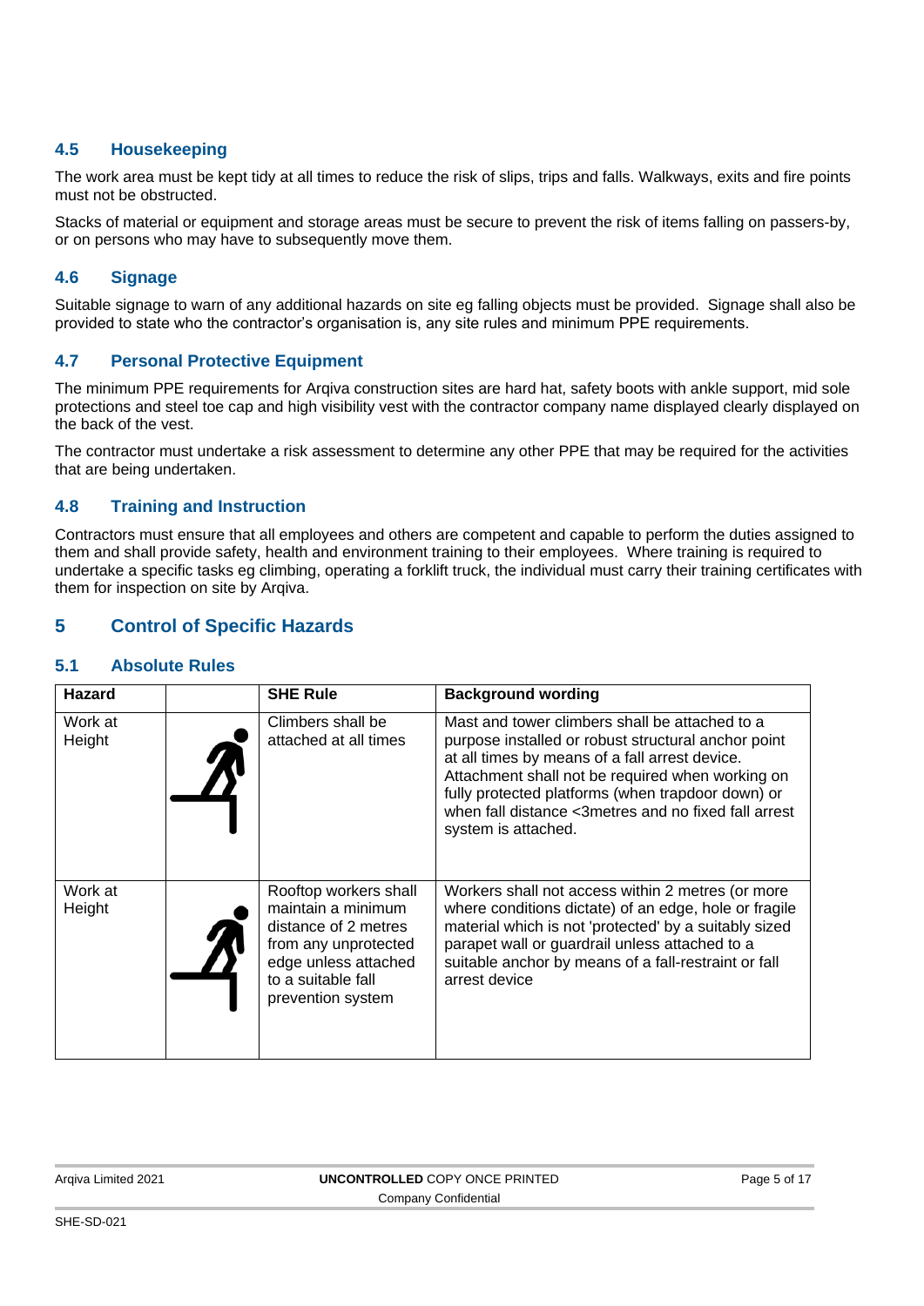### 4.5 Housekeeping

The work area must be kept tidy at all times to reduce the risk of slips, trips and falls. Walkways, exits and fire points must not be obstructed.

Stacks of material or equipment and storage areas must be secure to prevent the risk of items falling on passers-by, or on persons who may have to subsequently move them.

### 4.6 Signage

Suitable signage to warn of any additional hazards on site eg falling objects must be provided. Signage shall also be provided to state who the contractor's organisation is, any site rules and minimum PPE requirements.

### 4.7 Personal Protective Equipment

The minimum PPE requirements for Arqiva construction sites are hard hat, safety boots with ankle support, mid sole protections and steel toe cap and high visibility vest with the contractor company name displayed clearly displayed on the back of the vest.

The contractor must undertake a risk assessment to determine any other PPE that may be required for the activities that are being undertaken.

### 4.8 Training and Instruction

Contractors must ensure that all employees and others are competent and capable to perform the duties assigned to them and shall provide safety, health and environment training to their employees. Where training is required to undertake a specific tasks eg climbing, operating a forklift truck, the individual must carry their training certificates with them for inspection on site by Arqiva.

## 5 Control of Specific Hazards

### 5.1 Absolute Rules

| Hazard | | SHE Rule | Background wording |
|---|---|---|---|
| Work at Height | | Climbers shall be attached at all times | Mast and tower climbers shall be attached to a purpose installed or robust structural anchor point at all times by means of a fall arrest device. Attachment shall not be required when working on fully protected platforms (when trapdoor down) or when fall distance <3metres and no fixed fall arrest system is attached. |
| Work at Height | | Rooftop workers shall maintain a minimum distance of 2 metres from any unprotected edge unless attached to a suitable fall prevention system | Workers shall not access within 2 metres (or more where conditions dictate) of an edge, hole or fragile material which is not 'protected' by a suitably sized parapet wall or guardrail unless attached to a suitable anchor by means of a fall-restraint or fall arrest device |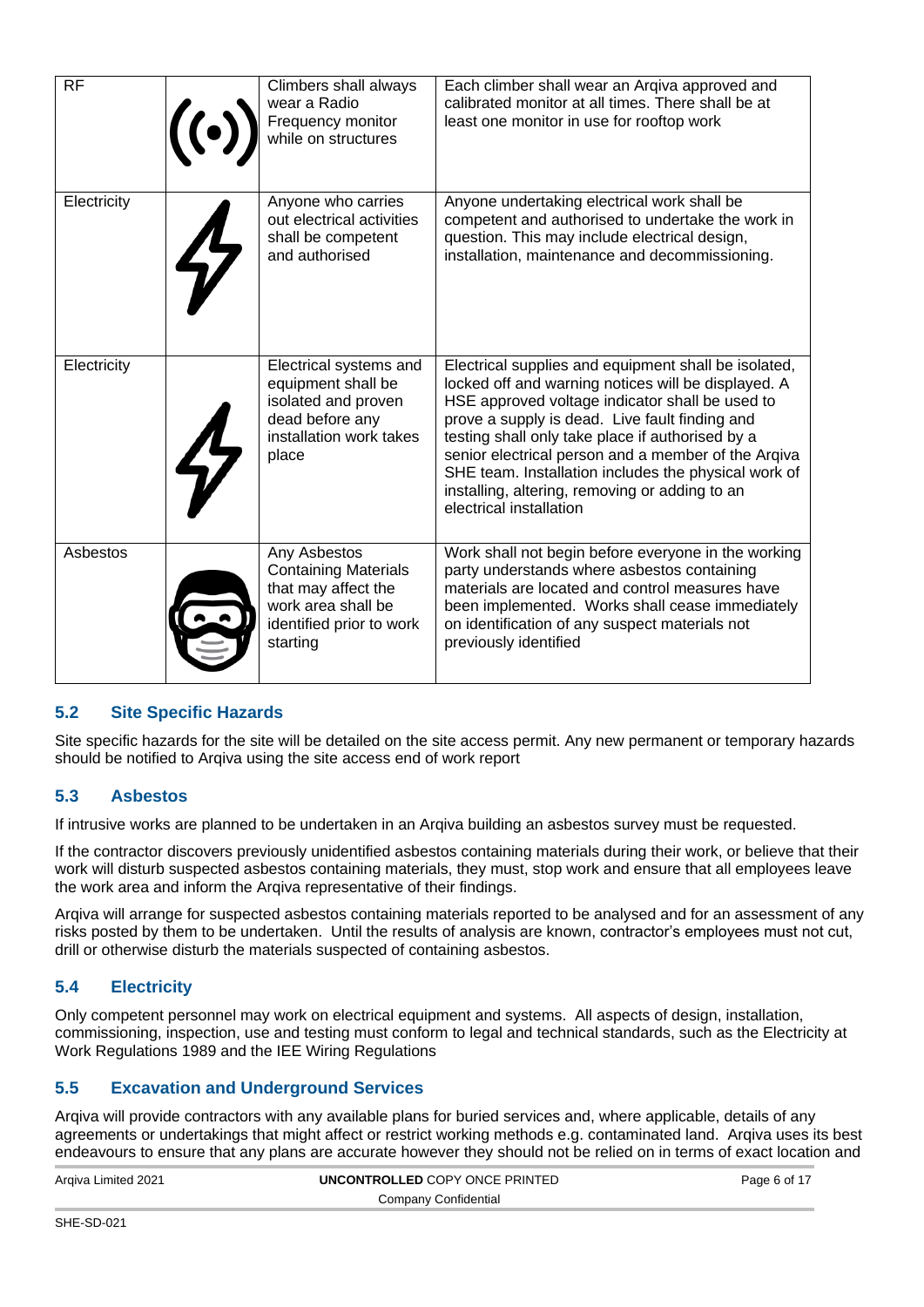| RF | | Climbers shall always wear a Radio Frequency monitor while on structures | Each climber shall wear an Arqiva approved and calibrated monitor at all times. There shall be at least one monitor in use for rooftop work |
|---|---|---|---|
| Electricity | | Anyone who carries out electrical activities shall be competent and authorised | Anyone undertaking electrical work shall be competent and authorised to undertake the work in question. This may include electrical design, installation, maintenance and decommissioning. |
| Electricity | | Electrical systems and equipment shall be isolated and proven dead before any installation work takes place | Electrical supplies and equipment shall be isolated, locked off and warning notices will be displayed. A HSE approved voltage indicator shall be used to prove a supply is dead. Live fault finding and testing shall only take place if authorised by a senior electrical person and a member of the Arqiva SHE team. Installation includes the physical work of installing, altering, removing or adding to an electrical installation |
| Asbestos | | Any Asbestos Containing Materials that may affect the work area shall be identified prior to work starting | Work shall not begin before everyone in the working party understands where asbestos containing materials are located and control measures have been implemented. Works shall cease immediately on identification of any suspect materials not previously identified |

### 5.2 Site Specific Hazards

Site specific hazards for the site will be detailed on the site access permit. Any new permanent or temporary hazards should be notified to Arqiva using the site access end of work report

### 5.3 Asbestos

If intrusive works are planned to be undertaken in an Arqiva building an asbestos survey must be requested.

If the contractor discovers previously unidentified asbestos containing materials during their work, or believe that their work will disturb suspected asbestos containing materials, they must, stop work and ensure that all employees leave the work area and inform the Arqiva representative of their findings.

Arqiva will arrange for suspected asbestos containing materials reported to be analysed and for an assessment of any risks posted by them to be undertaken. Until the results of analysis are known, contractor's employees must not cut, drill or otherwise disturb the materials suspected of containing asbestos.

### 5.4 Electricity

Only competent personnel may work on electrical equipment and systems. All aspects of design, installation, commissioning, inspection, use and testing must conform to legal and technical standards, such as the Electricity at Work Regulations 1989 and the IEE Wiring Regulations

### 5.5 Excavation and Underground Services

Arqiva will provide contractors with any available plans for buried services and, where applicable, details of any agreements or undertakings that might affect or restrict working methods e.g. contaminated land. Arqiva uses its best endeavours to ensure that any plans are accurate however they should not be relied on in terms of exact location and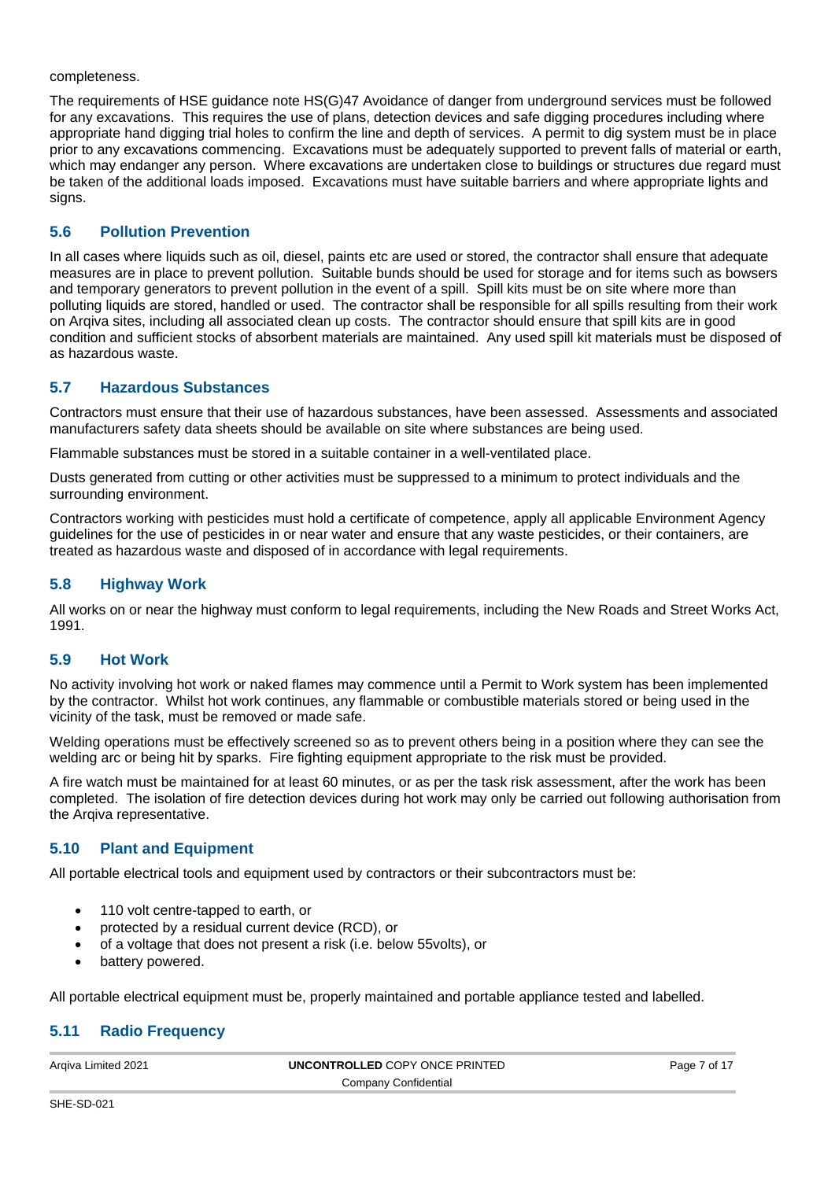completeness.

The requirements of HSE guidance note HS(G)47 Avoidance of danger from underground services must be followed for any excavations. This requires the use of plans, detection devices and safe digging procedures including where appropriate hand digging trial holes to confirm the line and depth of services. A permit to dig system must be in place prior to any excavations commencing. Excavations must be adequately supported to prevent falls of material or earth, which may endanger any person. Where excavations are undertaken close to buildings or structures due regard must be taken of the additional loads imposed. Excavations must have suitable barriers and where appropriate lights and signs.

## 5.6 Pollution Prevention

In all cases where liquids such as oil, diesel, paints etc are used or stored, the contractor shall ensure that adequate measures are in place to prevent pollution. Suitable bunds should be used for storage and for items such as bowsers and temporary generators to prevent pollution in the event of a spill. Spill kits must be on site where more than polluting liquids are stored, handled or used. The contractor shall be responsible for all spills resulting from their work on Arqiva sites, including all associated clean up costs. The contractor should ensure that spill kits are in good condition and sufficient stocks of absorbent materials are maintained. Any used spill kit materials must be disposed of as hazardous waste.

## 5.7 Hazardous Substances

Contractors must ensure that their use of hazardous substances, have been assessed. Assessments and associated manufacturers safety data sheets should be available on site where substances are being used.

Flammable substances must be stored in a suitable container in a well-ventilated place.

Dusts generated from cutting or other activities must be suppressed to a minimum to protect individuals and the surrounding environment.

Contractors working with pesticides must hold a certificate of competence, apply all applicable Environment Agency guidelines for the use of pesticides in or near water and ensure that any waste pesticides, or their containers, are treated as hazardous waste and disposed of in accordance with legal requirements.

## 5.8 Highway Work

All works on or near the highway must conform to legal requirements, including the New Roads and Street Works Act, 1991.

## 5.9 Hot Work

No activity involving hot work or naked flames may commence until a Permit to Work system has been implemented by the contractor. Whilst hot work continues, any flammable or combustible materials stored or being used in the vicinity of the task, must be removed or made safe.

Welding operations must be effectively screened so as to prevent others being in a position where they can see the welding arc or being hit by sparks. Fire fighting equipment appropriate to the risk must be provided.

A fire watch must be maintained for at least 60 minutes, or as per the task risk assessment, after the work has been completed. The isolation of fire detection devices during hot work may only be carried out following authorisation from the Arqiva representative.

## 5.10 Plant and Equipment

All portable electrical tools and equipment used by contractors or their subcontractors must be:

- 110 volt centre-tapped to earth, or
- protected by a residual current device (RCD), or
- of a voltage that does not present a risk (i.e. below 55volts), or
- battery powered.

All portable electrical equipment must be, properly maintained and portable appliance tested and labelled.

## 5.11 Radio Frequency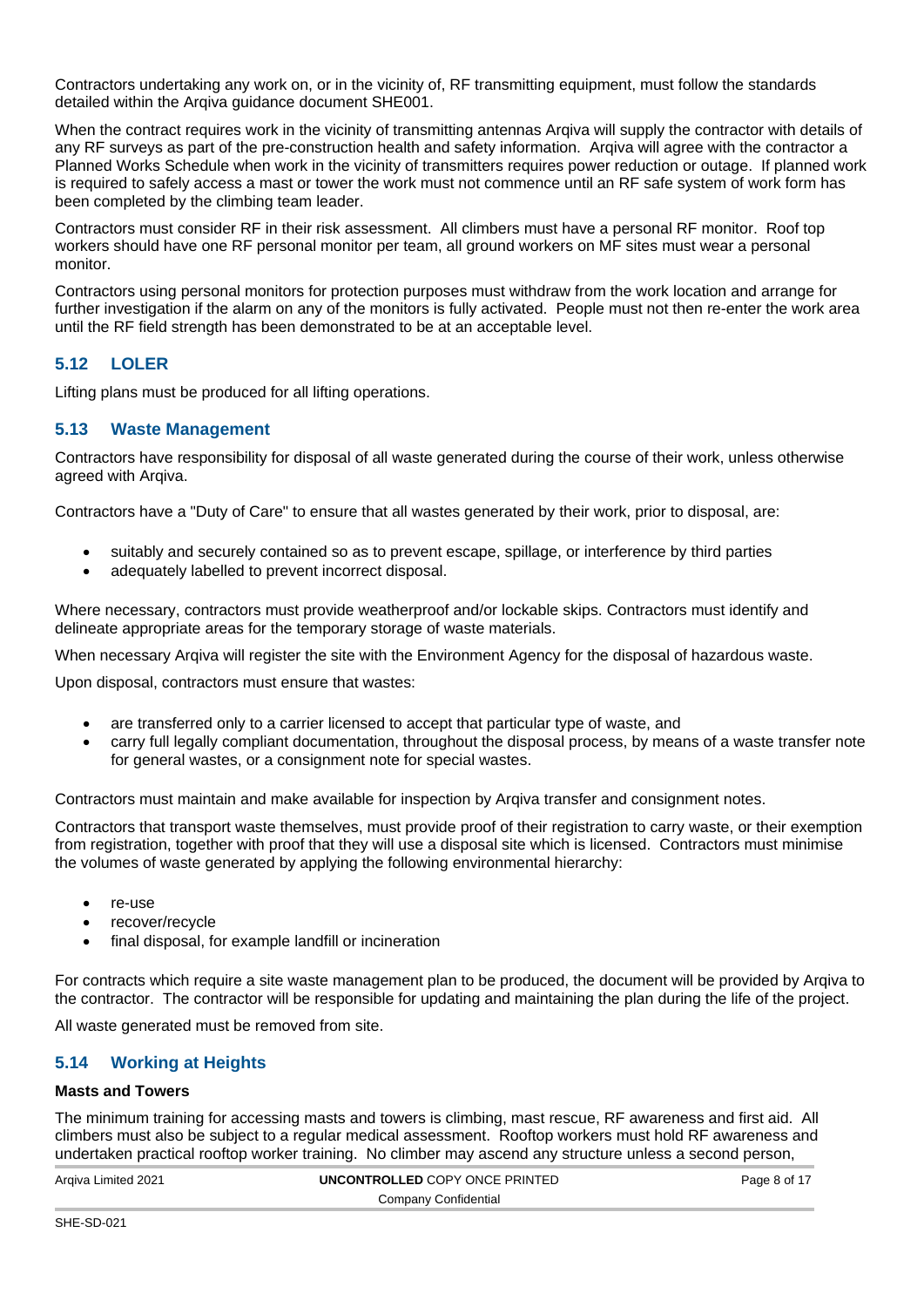Contractors undertaking any work on, or in the vicinity of, RF transmitting equipment, must follow the standards detailed within the Arqiva guidance document SHE001.

When the contract requires work in the vicinity of transmitting antennas Arqiva will supply the contractor with details of any RF surveys as part of the pre-construction health and safety information. Arqiva will agree with the contractor a Planned Works Schedule when work in the vicinity of transmitters requires power reduction or outage. If planned work is required to safely access a mast or tower the work must not commence until an RF safe system of work form has been completed by the climbing team leader.

Contractors must consider RF in their risk assessment. All climbers must have a personal RF monitor. Roof top workers should have one RF personal monitor per team, all ground workers on MF sites must wear a personal monitor.

Contractors using personal monitors for protection purposes must withdraw from the work location and arrange for further investigation if the alarm on any of the monitors is fully activated. People must not then re-enter the work area until the RF field strength has been demonstrated to be at an acceptable level.

## 5.12 LOLER

Lifting plans must be produced for all lifting operations.

## 5.13 Waste Management

Contractors have responsibility for disposal of all waste generated during the course of their work, unless otherwise agreed with Arqiva.

Contractors have a "Duty of Care" to ensure that all wastes generated by their work, prior to disposal, are:

- suitably and securely contained so as to prevent escape, spillage, or interference by third parties
- adequately labelled to prevent incorrect disposal.

Where necessary, contractors must provide weatherproof and/or lockable skips. Contractors must identify and delineate appropriate areas for the temporary storage of waste materials.

When necessary Arqiva will register the site with the Environment Agency for the disposal of hazardous waste.

Upon disposal, contractors must ensure that wastes:

- are transferred only to a carrier licensed to accept that particular type of waste, and
- carry full legally compliant documentation, throughout the disposal process, by means of a waste transfer note for general wastes, or a consignment note for special wastes.

Contractors must maintain and make available for inspection by Arqiva transfer and consignment notes.

Contractors that transport waste themselves, must provide proof of their registration to carry waste, or their exemption from registration, together with proof that they will use a disposal site which is licensed. Contractors must minimise the volumes of waste generated by applying the following environmental hierarchy:

- re-use
- recover/recycle
- final disposal, for example landfill or incineration

For contracts which require a site waste management plan to be produced, the document will be provided by Arqiva to the contractor. The contractor will be responsible for updating and maintaining the plan during the life of the project.

All waste generated must be removed from site.

## 5.14 Working at Heights

**Masts and Towers**

The minimum training for accessing masts and towers is climbing, mast rescue, RF awareness and first aid. All climbers must also be subject to a regular medical assessment. Rooftop workers must hold RF awareness and undertaken practical rooftop worker training. No climber may ascend any structure unless a second person,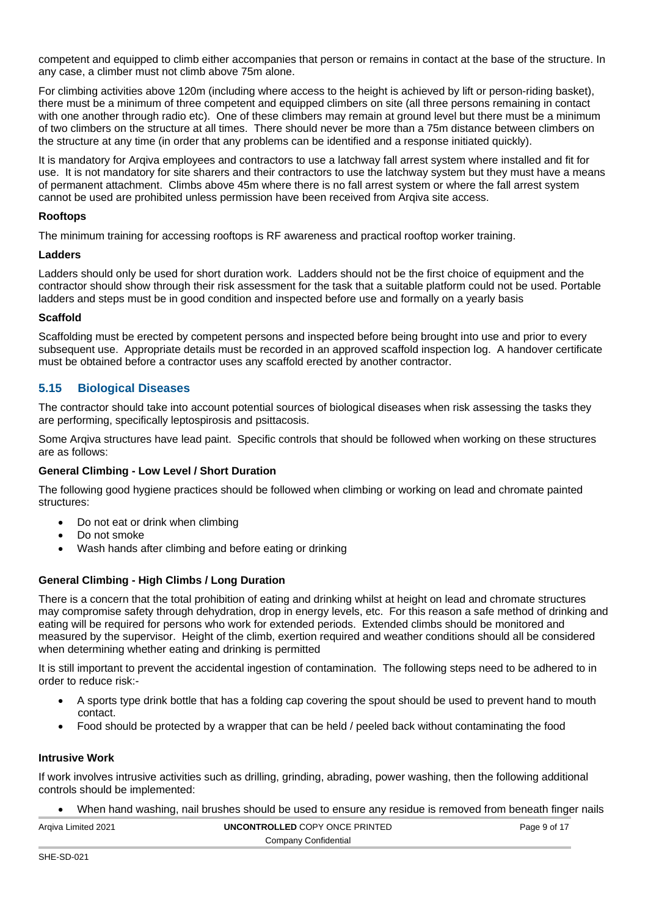competent and equipped to climb either accompanies that person or remains in contact at the base of the structure. In any case, a climber must not climb above 75m alone.

For climbing activities above 120m (including where access to the height is achieved by lift or person-riding basket), there must be a minimum of three competent and equipped climbers on site (all three persons remaining in contact with one another through radio etc). One of these climbers may remain at ground level but there must be a minimum of two climbers on the structure at all times. There should never be more than a 75m distance between climbers on the structure at any time (in order that any problems can be identified and a response initiated quickly).

It is mandatory for Arqiva employees and contractors to use a latchway fall arrest system where installed and fit for use. It is not mandatory for site sharers and their contractors to use the latchway system but they must have a means of permanent attachment. Climbs above 45m where there is no fall arrest system or where the fall arrest system cannot be used are prohibited unless permission have been received from Arqiva site access.

**Rooftops**

The minimum training for accessing rooftops is RF awareness and practical rooftop worker training.

**Ladders**

Ladders should only be used for short duration work. Ladders should not be the first choice of equipment and the contractor should show through their risk assessment for the task that a suitable platform could not be used. Portable ladders and steps must be in good condition and inspected before use and formally on a yearly basis

**Scaffold**

Scaffolding must be erected by competent persons and inspected before being brought into use and prior to every subsequent use. Appropriate details must be recorded in an approved scaffold inspection log. A handover certificate must be obtained before a contractor uses any scaffold erected by another contractor.

## 5.15 Biological Diseases

The contractor should take into account potential sources of biological diseases when risk assessing the tasks they are performing, specifically leptospirosis and psittacosis.

Some Arqiva structures have lead paint. Specific controls that should be followed when working on these structures are as follows:

**General Climbing - Low Level / Short Duration**

The following good hygiene practices should be followed when climbing or working on lead and chromate painted structures:

- Do not eat or drink when climbing
- Do not smoke
- Wash hands after climbing and before eating or drinking

**General Climbing - High Climbs / Long Duration**

There is a concern that the total prohibition of eating and drinking whilst at height on lead and chromate structures may compromise safety through dehydration, drop in energy levels, etc. For this reason a safe method of drinking and eating will be required for persons who work for extended periods. Extended climbs should be monitored and measured by the supervisor. Height of the climb, exertion required and weather conditions should all be considered when determining whether eating and drinking is permitted

It is still important to prevent the accidental ingestion of contamination. The following steps need to be adhered to in order to reduce risk:-

- A sports type drink bottle that has a folding cap covering the spout should be used to prevent hand to mouth contact.
- Food should be protected by a wrapper that can be held / peeled back without contaminating the food

**Intrusive Work**

If work involves intrusive activities such as drilling, grinding, abrading, power washing, then the following additional controls should be implemented:

- When hand washing, nail brushes should be used to ensure any residue is removed from beneath finger nails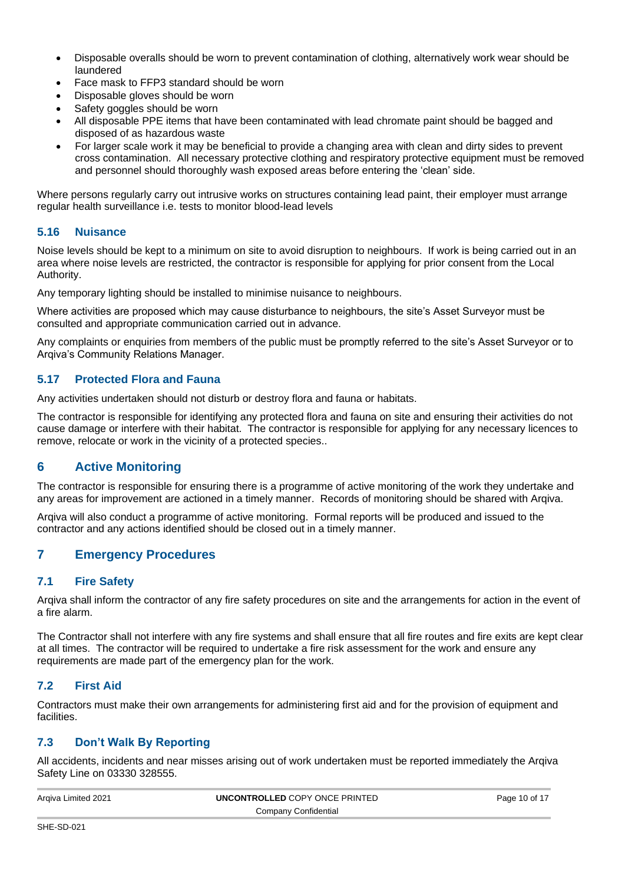- Disposable overalls should be worn to prevent contamination of clothing, alternatively work wear should be laundered
- Face mask to FFP3 standard should be worn
- Disposable gloves should be worn
- Safety goggles should be worn
- All disposable PPE items that have been contaminated with lead chromate paint should be bagged and disposed of as hazardous waste
- For larger scale work it may be beneficial to provide a changing area with clean and dirty sides to prevent cross contamination. All necessary protective clothing and respiratory protective equipment must be removed and personnel should thoroughly wash exposed areas before entering the 'clean' side.

Where persons regularly carry out intrusive works on structures containing lead paint, their employer must arrange regular health surveillance i.e. tests to monitor blood-lead levels

### 5.16 Nuisance

Noise levels should be kept to a minimum on site to avoid disruption to neighbours. If work is being carried out in an area where noise levels are restricted, the contractor is responsible for applying for prior consent from the Local Authority.

Any temporary lighting should be installed to minimise nuisance to neighbours.

Where activities are proposed which may cause disturbance to neighbours, the site's Asset Surveyor must be consulted and appropriate communication carried out in advance.

Any complaints or enquiries from members of the public must be promptly referred to the site's Asset Surveyor or to Arqiva's Community Relations Manager.

### 5.17 Protected Flora and Fauna

Any activities undertaken should not disturb or destroy flora and fauna or habitats.

The contractor is responsible for identifying any protected flora and fauna on site and ensuring their activities do not cause damage or interfere with their habitat. The contractor is responsible for applying for any necessary licences to remove, relocate or work in the vicinity of a protected species..

## 6 Active Monitoring

The contractor is responsible for ensuring there is a programme of active monitoring of the work they undertake and any areas for improvement are actioned in a timely manner. Records of monitoring should be shared with Arqiva.

Arqiva will also conduct a programme of active monitoring. Formal reports will be produced and issued to the contractor and any actions identified should be closed out in a timely manner.

## 7 Emergency Procedures

### 7.1 Fire Safety

Arqiva shall inform the contractor of any fire safety procedures on site and the arrangements for action in the event of a fire alarm.

The Contractor shall not interfere with any fire systems and shall ensure that all fire routes and fire exits are kept clear at all times. The contractor will be required to undertake a fire risk assessment for the work and ensure any requirements are made part of the emergency plan for the work.

### 7.2 First Aid

Contractors must make their own arrangements for administering first aid and for the provision of equipment and facilities.

### 7.3 Don't Walk By Reporting

All accidents, incidents and near misses arising out of work undertaken must be reported immediately the Arqiva Safety Line on 03330 328555.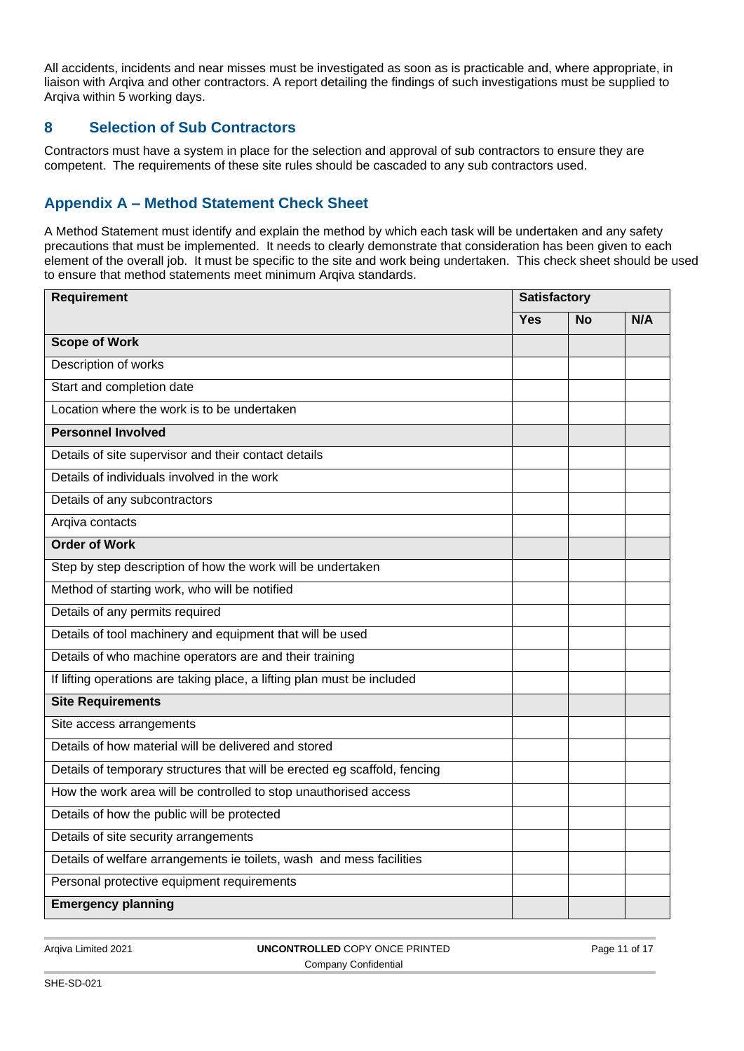All accidents, incidents and near misses must be investigated as soon as is practicable and, where appropriate, in liaison with Arqiva and other contractors. A report detailing the findings of such investigations must be supplied to Arqiva within 5 working days.

## 8 Selection of Sub Contractors

Contractors must have a system in place for the selection and approval of sub contractors to ensure they are competent. The requirements of these site rules should be cascaded to any sub contractors used.

## Appendix A – Method Statement Check Sheet

A Method Statement must identify and explain the method by which each task will be undertaken and any safety precautions that must be implemented. It needs to clearly demonstrate that consideration has been given to each element of the overall job. It must be specific to the site and work being undertaken. This check sheet should be used to ensure that method statements meet minimum Arqiva standards.

| Requirement | Satisfactory | | |
|---|---|---|---|
| | Yes | No | N/A |
| **Scope of Work** | | | |
| Description of works | | | |
| Start and completion date | | | |
| Location where the work is to be undertaken | | | |
| **Personnel Involved** | | | |
| Details of site supervisor and their contact details | | | |
| Details of individuals involved in the work | | | |
| Details of any subcontractors | | | |
| Arqiva contacts | | | |
| **Order of Work** | | | |
| Step by step description of how the work will be undertaken | | | |
| Method of starting work, who will be notified | | | |
| Details of any permits required | | | |
| Details of tool machinery and equipment that will be used | | | |
| Details of who machine operators are and their training | | | |
| If lifting operations are taking place, a lifting plan must be included | | | |
| **Site Requirements** | | | |
| Site access arrangements | | | |
| Details of how material will be delivered and stored | | | |
| Details of temporary structures that will be erected eg scaffold, fencing | | | |
| How the work area will be controlled to stop unauthorised access | | | |
| Details of how the public will be protected | | | |
| Details of site security arrangements | | | |
| Details of welfare arrangements ie toilets, wash and mess facilities | | | |
| Personal protective equipment requirements | | | |
| **Emergency planning** | | | |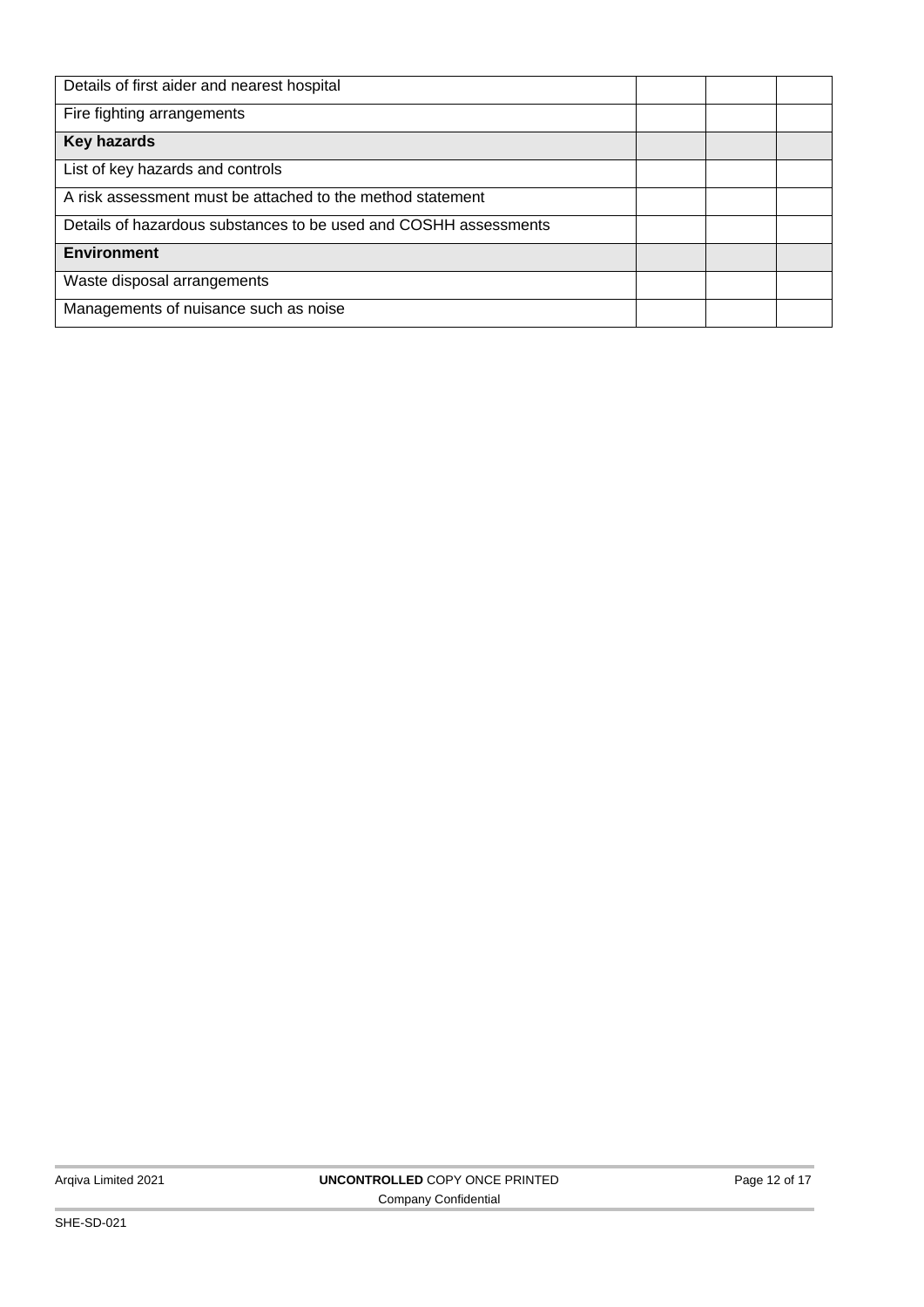| | | | |
|---|---|---|---|
| Details of first aider and nearest hospital | | | |
| Fire fighting arrangements | | | |
| **Key hazards** | | | |
| List of key hazards and controls | | | |
| A risk assessment must be attached to the method statement | | | |
| Details of hazardous substances to be used and COSHH assessments | | | |
| **Environment** | | | |
| Waste disposal arrangements | | | |
| Managements of nuisance such as noise | | | |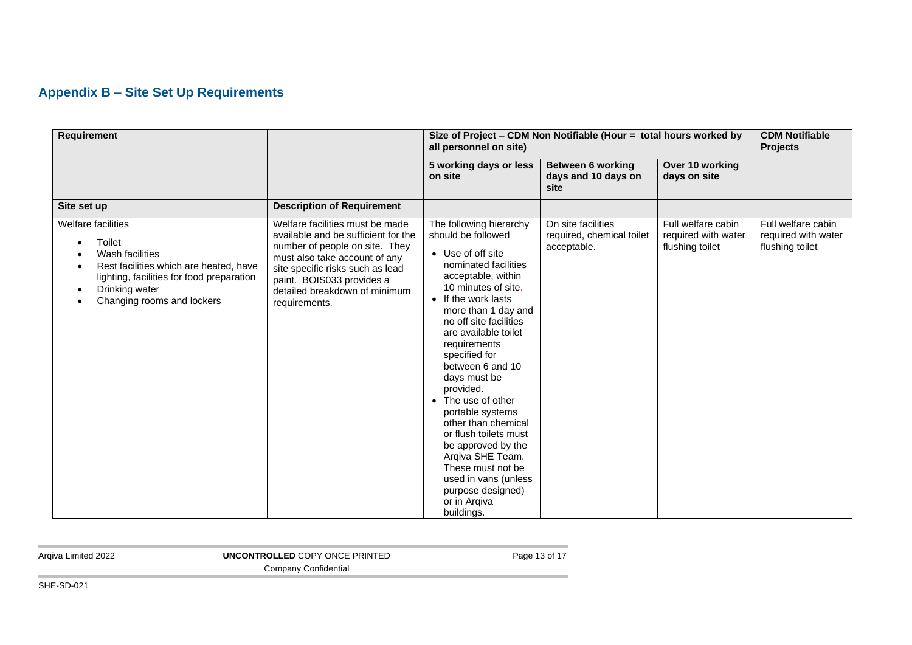## Appendix B – Site Set Up Requirements

| Requirement | | Size of Project – CDM Non Notifiable (Hour = total hours worked by all personnel on site) | | | CDM Notifiable Projects |
|---|---|---|---|---|---|
| | | 5 working days or less on site | Between 6 working days and 10 days on site | Over 10 working days on site | |
| **Site set up** | **Description of Requirement** | | | | |
| Welfare facilities<br>• Toilet<br>• Wash facilities<br>• Rest facilities which are heated, have lighting, facilities for food preparation<br>• Drinking water<br>• Changing rooms and lockers | Welfare facilities must be made available and be sufficient for the number of people on site. They must also take account of any site specific risks such as lead paint. BOIS033 provides a detailed breakdown of minimum requirements. | The following hierarchy should be followed<br>• Use of off site nominated facilities acceptable, within 10 minutes of site.<br>• If the work lasts more than 1 day and no off site facilities are available toilet requirements specified for between 6 and 10 days must be provided.<br>• The use of other portable systems other than chemical or flush toilets must be approved by the Arqiva SHE Team. These must not be used in vans (unless purpose designed) or in Arqiva buildings. | On site facilities required, chemical toilet acceptable. | Full welfare cabin required with water flushing toilet | Full welfare cabin required with water flushing toilet |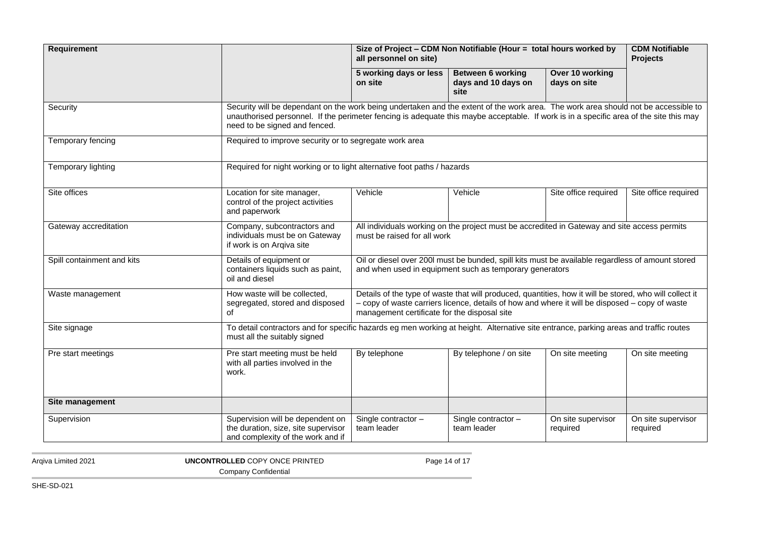| Requirement | | Size of Project – CDM Non Notifiable (Hour = total hours worked by all personnel on site) | | | CDM Notifiable Projects |
|---|---|---|---|---|---|
| | | 5 working days or less on site | Between 6 working days and 10 days on site | Over 10 working days on site | |
| Security | Security will be dependant on the work being undertaken and the extent of the work area. The work area should not be accessible to unauthorised personnel. If the perimeter fencing is adequate this maybe acceptable. If work is in a specific area of the site this may need to be signed and fenced. | | | | |
| Temporary fencing | Required to improve security or to segregate work area | | | | |
| Temporary lighting | Required for night working or to light alternative foot paths / hazards | | | | |
| Site offices | Location for site manager, control of the project activities and paperwork | Vehicle | Vehicle | Site office required | Site office required |
| Gateway accreditation | Company, subcontractors and individuals must be on Gateway if work is on Arqiva site | All individuals working on the project must be accredited in Gateway and site access permits must be raised for all work | | | |
| Spill containment and kits | Details of equipment or containers liquids such as paint, oil and diesel | Oil or diesel over 200l must be bunded, spill kits must be available regardless of amount stored and when used in equipment such as temporary generators | | | |
| Waste management | How waste will be collected, segregated, stored and disposed of | Details of the type of waste that will produced, quantities, how it will be stored, who will collect it – copy of waste carriers licence, details of how and where it will be disposed – copy of waste management certificate for the disposal site | | | |
| Site signage | To detail contractors and for specific hazards eg men working at height. Alternative site entrance, parking areas and traffic routes must all the suitably signed | | | | |
| Pre start meetings | Pre start meeting must be held with all parties involved in the work. | By telephone | By telephone / on site | On site meeting | On site meeting |
| **Site management** | | | | | |
| Supervision | Supervision will be dependent on the duration, size, site supervisor and complexity of the work and if | Single contractor – team leader | Single contractor – team leader | On site supervisor required | On site supervisor required |

SHE-SD-021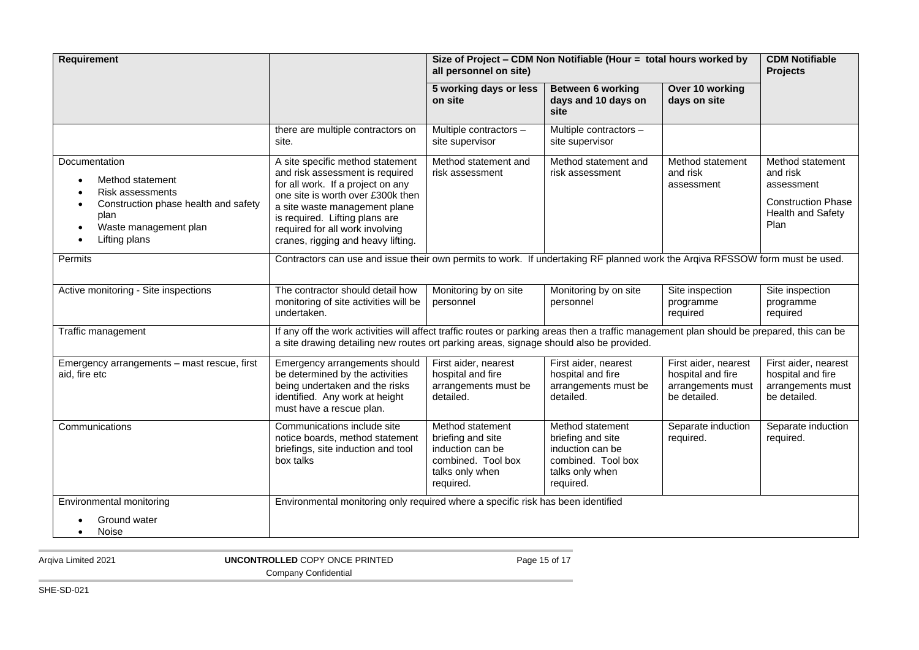| Requirement | | Size of Project – CDM Non Notifiable (Hour = total hours worked by all personnel on site) | | | CDM Notifiable Projects |
|---|---|---|---|---|---|
| | | 5 working days or less on site | Between 6 working days and 10 days on site | Over 10 working days on site | |
| | there are multiple contractors on site. | Multiple contractors – site supervisor | Multiple contractors – site supervisor | | |
| Documentation<br>• Method statement<br>• Risk assessments<br>• Construction phase health and safety plan<br>• Waste management plan<br>• Lifting plans | A site specific method statement and risk assessment is required for all work. If a project on any one site is worth over £300k then a site waste management plane is required. Lifting plans are required for all work involving cranes, rigging and heavy lifting. | Method statement and risk assessment | Method statement and risk assessment | Method statement and risk assessment | Method statement and risk assessment<br><br>Construction Phase Health and Safety Plan |
| Permits | Contractors can use and issue their own permits to work. If undertaking RF planned work the Arqiva RFSSOW form must be used. | | | | |
| Active monitoring - Site inspections | The contractor should detail how monitoring of site activities will be undertaken. | Monitoring by on site personnel | Monitoring by on site personnel | Site inspection programme required | Site inspection programme required |
| Traffic management | If any off the work activities will affect traffic routes or parking areas then a traffic management plan should be prepared, this can be a site drawing detailing new routes ort parking areas, signage should also be provided. | | | | |
| Emergency arrangements – mast rescue, first aid, fire etc | Emergency arrangements should be determined by the activities being undertaken and the risks identified. Any work at height must have a rescue plan. | First aider, nearest hospital and fire arrangements must be detailed. | First aider, nearest hospital and fire arrangements must be detailed. | First aider, nearest hospital and fire arrangements must be detailed. | First aider, nearest hospital and fire arrangements must be detailed. |
| Communications | Communications include site notice boards, method statement briefings, site induction and tool box talks | Method statement briefing and site induction can be combined. Tool box talks only when required. | Method statement briefing and site induction can be combined. Tool box talks only when required. | Separate induction required. | Separate induction required. |
| Environmental monitoring<br>• Ground water<br>• Noise | Environmental monitoring only required where a specific risk has been identified | | | | |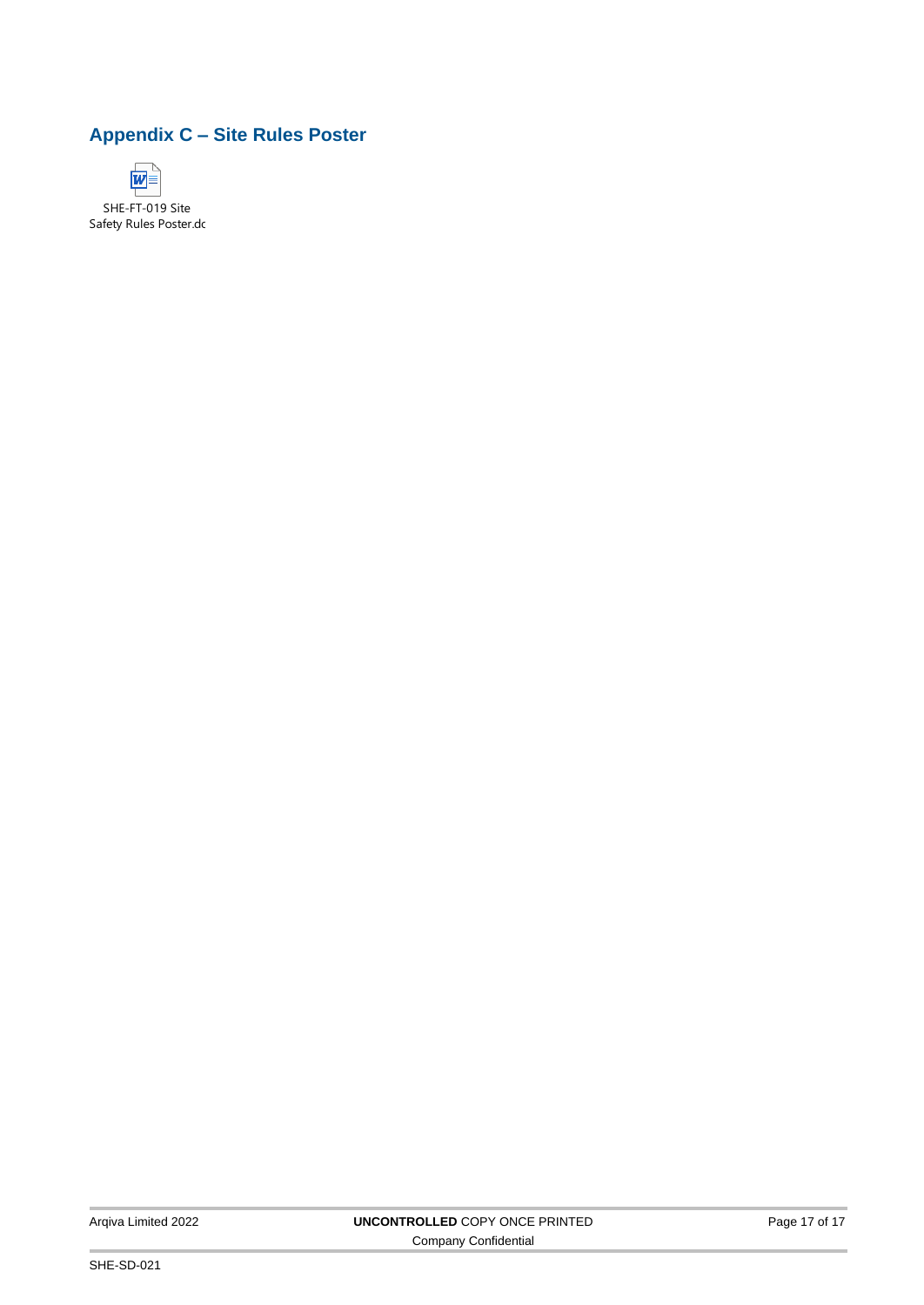## Appendix C – Site Rules Poster

SHE-FT-019 Site Safety Rules Poster.dc